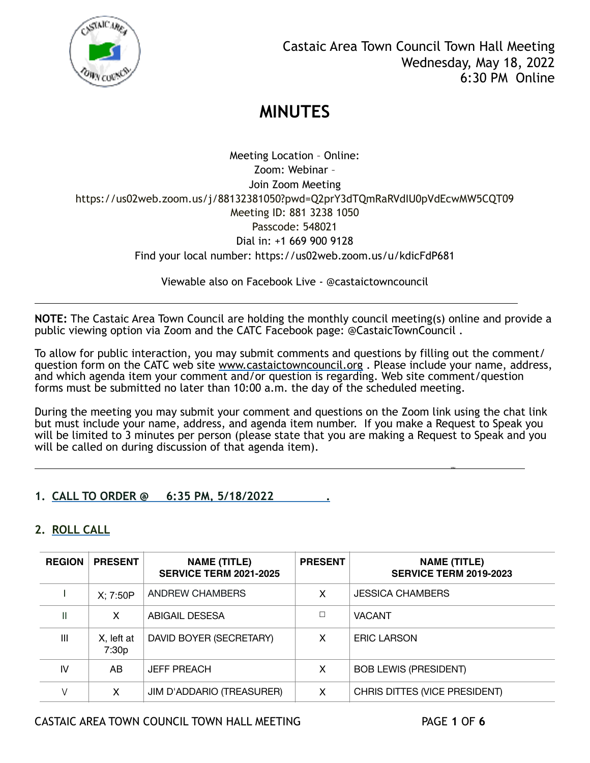Castaic Area Town Council Town Hall Meeting
Wednesday, May 18, 2022
6:30 PM Online

# MINUTES

Meeting Location – Online:
Zoom: Webinar –
Join Zoom Meeting
https://us02web.zoom.us/j/88132381050?pwd=Q2prY3dTQmRaRVdIU0pVdEcwMW5CQT09
Meeting ID: 881 3238 1050
Passcode: 548021
Dial in: +1 669 900 9128
Find your local number: https://us02web.zoom.us/u/kdicFdP681

Viewable also on Facebook Live - @castaictowncouncil

---

**NOTE:** The Castaic Area Town Council are holding the monthly council meeting(s) online and provide a public viewing option via Zoom and the CATC Facebook page: @CastaicTownCouncil .

To allow for public interaction, you may submit comments and questions by filling out the comment/question form on the CATC web site www.castaictowncouncil.org . Please include your name, address, and which agenda item your comment and/or question is regarding. Web site comment/question forms must be submitted no later than 10:00 a.m. the day of the scheduled meeting.

During the meeting you may submit your comment and questions on the Zoom link using the chat link but must include your name, address, and agenda item number. If you make a Request to Speak you will be limited to 3 minutes per person (please state that you are making a Request to Speak and you will be called on during discussion of that agenda item).

---

## 1. CALL TO ORDER @ 6:35 PM, 5/18/2022 .

## 2. ROLL CALL

| REGION | PRESENT | NAME (TITLE) SERVICE TERM 2021-2025 | PRESENT | NAME (TITLE) SERVICE TERM 2019-2023 |
|---|---|---|---|---|
| I | X; 7:50P | ANDREW CHAMBERS | X | JESSICA CHAMBERS |
| II | X | ABIGAIL DESESA | ☐ | VACANT |
| III | X, left at 7:30p | DAVID BOYER (SECRETARY) | X | ERIC LARSON |
| IV | AB | JEFF PREACH | X | BOB LEWIS (PRESIDENT) |
| V | X | JIM D'ADDARIO (TREASURER) | X | CHRIS DITTES (VICE PRESIDENT) |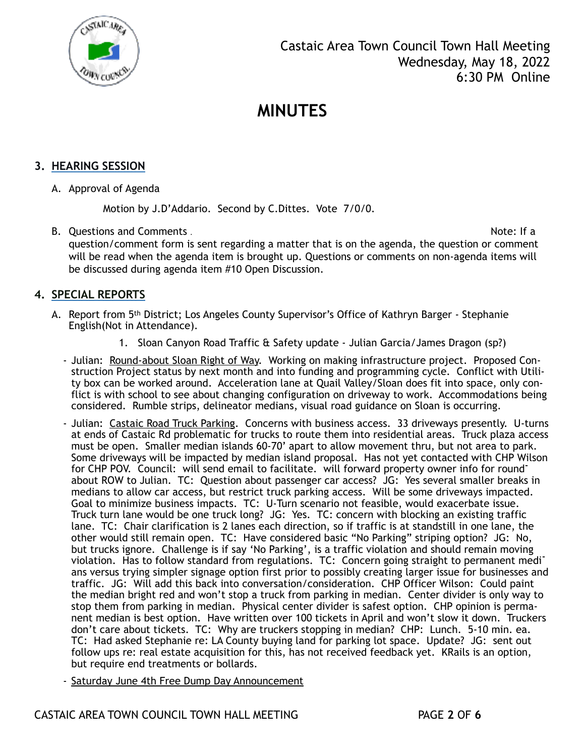Castaic Area Town Council Town Hall Meeting
Wednesday, May 18, 2022
6:30 PM Online

# MINUTES

## 3. HEARING SESSION

A. Approval of Agenda

Motion by J.D'Addario. Second by C.Dittes. Vote 7/0/0.

B. Questions and Comments . Note: If a question/comment form is sent regarding a matter that is on the agenda, the question or comment will be read when the agenda item is brought up. Questions or comments on non-agenda items will be discussed during agenda item #10 Open Discussion.

## 4. SPECIAL REPORTS

A. Report from 5th District; Los Angeles County Supervisor's Office of Kathryn Barger - Stephanie English(Not in Attendance).

1. Sloan Canyon Road Traffic & Safety update - Julian Garcia/James Dragon (sp?)

- Julian: Round-about Sloan Right of Way. Working on making infrastructure project. Proposed Construction Project status by next month and into funding and programming cycle. Conflict with Utility box can be worked around. Acceleration lane at Quail Valley/Sloan does fit into space, only conflict is with school to see about changing configuration on driveway to work. Accommodations being considered. Rumble strips, delineator medians, visual road guidance on Sloan is occurring.
- Julian: Castaic Road Truck Parking. Concerns with business access. 33 driveways presently. U-turns at ends of Castaic Rd problematic for trucks to route them into residential areas. Truck plaza access must be open. Smaller median islands 60-70' apart to allow movement thru, but not area to park. Some driveways will be impacted by median island proposal. Has not yet contacted with CHP Wilson for CHP POV. Council: will send email to facilitate. will forward property owner info for round-about ROW to Julian. TC: Question about passenger car access? JG: Yes several smaller breaks in medians to allow car access, but restrict truck parking access. Will be some driveways impacted. Goal to minimize business impacts. TC: U-Turn scenario not feasible, would exacerbate issue. Truck turn lane would be one truck long? JG: Yes. TC: concern with blocking an existing traffic lane. TC: Chair clarification is 2 lanes each direction, so if traffic is at standstill in one lane, the other would still remain open. TC: Have considered basic "No Parking" striping option? JG: No, but trucks ignore. Challenge is if say 'No Parking', is a traffic violation and should remain moving violation. Has to follow standard from regulations. TC: Concern going straight to permanent medians versus trying simpler signage option first prior to possibly creating larger issue for businesses and traffic. JG: Will add this back into conversation/consideration. CHP Officer Wilson: Could paint the median bright red and won't stop a truck from parking in median. Center divider is only way to stop them from parking in median. Physical center divider is safest option. CHP opinion is permanent median is best option. Have written over 100 tickets in April and won't slow it down. Truckers don't care about tickets. TC: Why are truckers stopping in median? CHP: Lunch. 5-10 min. ea. TC: Had asked Stephanie re: LA County buying land for parking lot space. Update? JG: sent out follow ups re: real estate acquisition for this, has not received feedback yet. KRails is an option, but require end treatments or bollards.
- Saturday June 4th Free Dump Day Announcement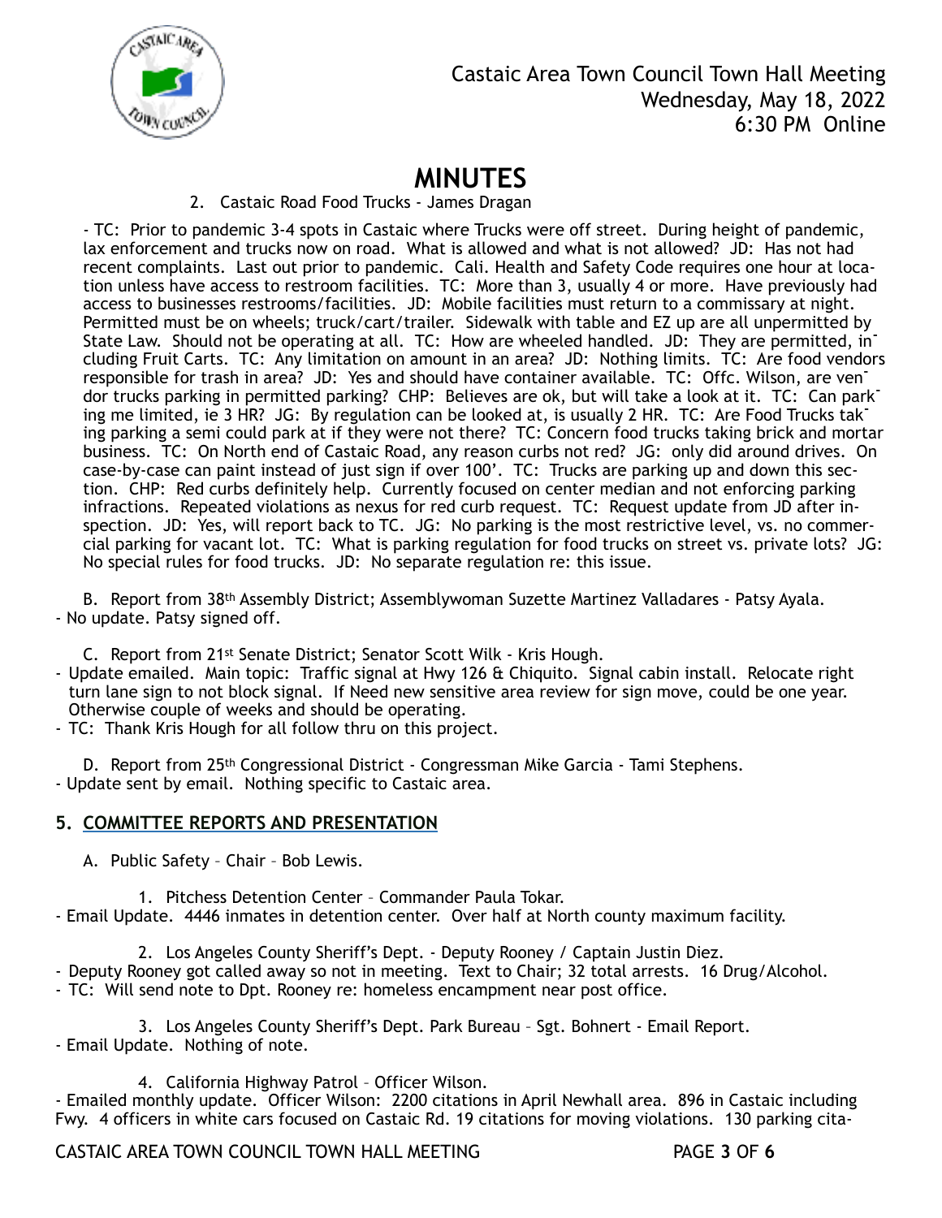Castaic Area Town Council Town Hall Meeting
Wednesday, May 18, 2022
6:30 PM Online

# MINUTES

2. Castaic Road Food Trucks - James Dragan

- TC: Prior to pandemic 3-4 spots in Castaic where Trucks were off street. During height of pandemic, lax enforcement and trucks now on road. What is allowed and what is not allowed? JD: Has not had recent complaints. Last out prior to pandemic. Cali. Health and Safety Code requires one hour at location unless have access to restroom facilities. TC: More than 3, usually 4 or more. Have previously had access to businesses restrooms/facilities. JD: Mobile facilities must return to a commissary at night. Permitted must be on wheels; truck/cart/trailer. Sidewalk with table and EZ up are all unpermitted by State Law. Should not be operating at all. TC: How are wheeled handled. JD: They are permitted, including Fruit Carts. TC: Any limitation on amount in an area? JD: Nothing limits. TC: Are food vendors responsible for trash in area? JD: Yes and should have container available. TC: Offc. Wilson, are vendor trucks parking in permitted parking? CHP: Believes are ok, but will take a look at it. TC: Can parking me limited, ie 3 HR? JG: By regulation can be looked at, is usually 2 HR. TC: Are Food Trucks taking parking a semi could park at if they were not there? TC: Concern food trucks taking brick and mortar business. TC: On North end of Castaic Road, any reason curbs not red? JG: only did around drives. On case-by-case can paint instead of just sign if over 100'. TC: Trucks are parking up and down this section. CHP: Red curbs definitely help. Currently focused on center median and not enforcing parking infractions. Repeated violations as nexus for red curb request. TC: Request update from JD after inspection. JD: Yes, will report back to TC. JG: No parking is the most restrictive level, vs. no commercial parking for vacant lot. TC: What is parking regulation for food trucks on street vs. private lots? JG: No special rules for food trucks. JD: No separate regulation re: this issue.

B. Report from 38th Assembly District; Assemblywoman Suzette Martinez Valladares - Patsy Ayala.
- No update. Patsy signed off.

C. Report from 21st Senate District; Senator Scott Wilk - Kris Hough.
- Update emailed. Main topic: Traffic signal at Hwy 126 & Chiquito. Signal cabin install. Relocate right turn lane sign to not block signal. If Need new sensitive area review for sign move, could be one year. Otherwise couple of weeks and should be operating.
- TC: Thank Kris Hough for all follow thru on this project.

D. Report from 25th Congressional District - Congressman Mike Garcia - Tami Stephens.
- Update sent by email. Nothing specific to Castaic area.

## 5. COMMITTEE REPORTS AND PRESENTATION

A. Public Safety – Chair – Bob Lewis.

1. Pitchess Detention Center – Commander Paula Tokar.
- Email Update. 4446 inmates in detention center. Over half at North county maximum facility.

2. Los Angeles County Sheriff's Dept. - Deputy Rooney / Captain Justin Diez.
- Deputy Rooney got called away so not in meeting. Text to Chair; 32 total arrests. 16 Drug/Alcohol.
- TC: Will send note to Dpt. Rooney re: homeless encampment near post office.

3. Los Angeles County Sheriff's Dept. Park Bureau – Sgt. Bohnert - Email Report.
- Email Update. Nothing of note.

4. California Highway Patrol – Officer Wilson.
- Emailed monthly update. Officer Wilson: 2200 citations in April Newhall area. 896 in Castaic including Fwy. 4 officers in white cars focused on Castaic Rd. 19 citations for moving violations. 130 parking cita-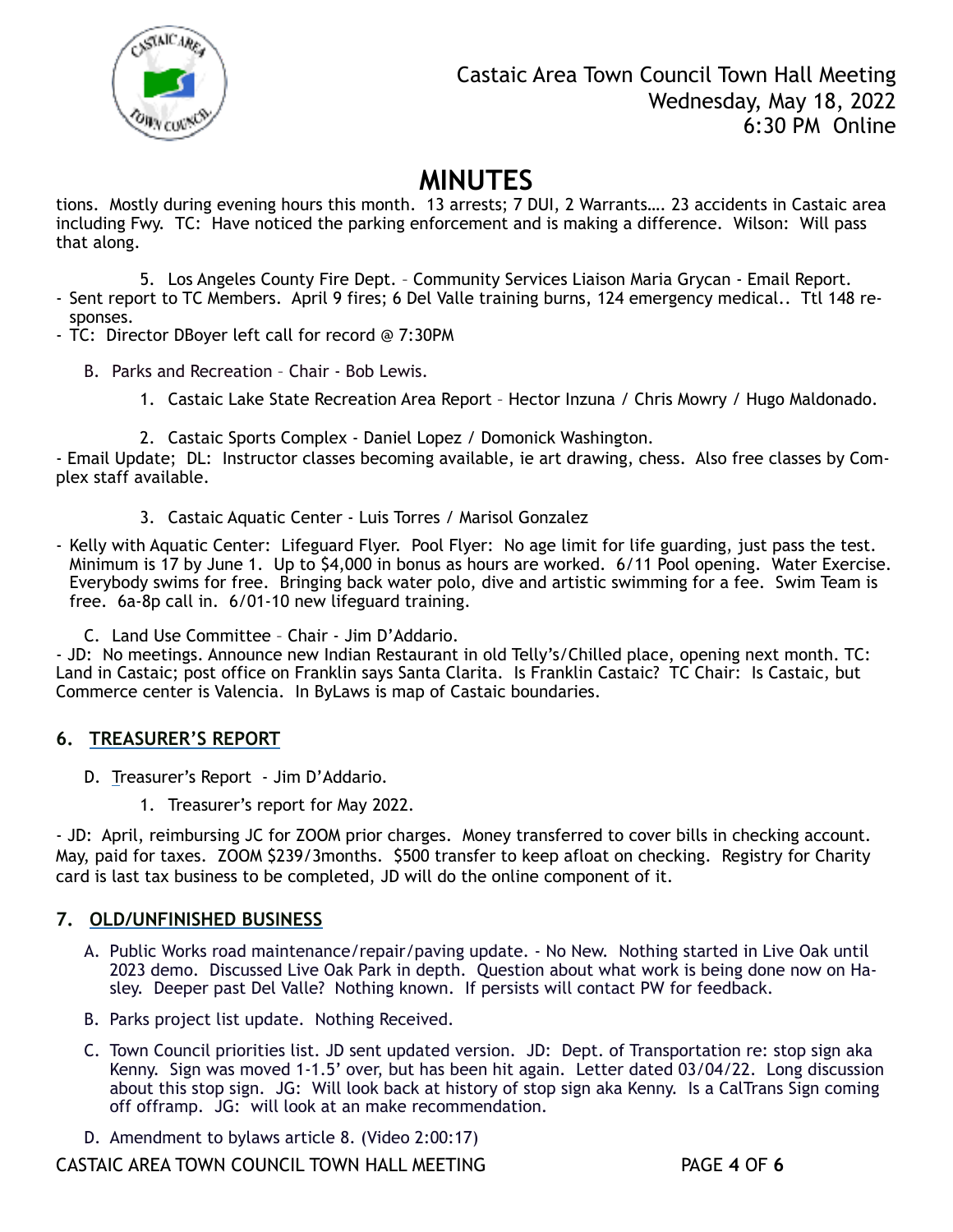tions. Mostly during evening hours this month. 13 arrests; 7 DUI, 2 Warrants…. 23 accidents in Castaic area including Fwy. TC: Have noticed the parking enforcement and is making a difference. Wilson: Will pass that along.

5. Los Angeles County Fire Dept. – Community Services Liaison Maria Grycan - Email Report.

- Sent report to TC Members. April 9 fires; 6 Del Valle training burns, 124 emergency medical.. Ttl 148 responses.
- TC: Director DBoyer left call for record @ 7:30PM

B. Parks and Recreation – Chair - Bob Lewis.

1. Castaic Lake State Recreation Area Report – Hector Inzuna / Chris Mowry / Hugo Maldonado.

2. Castaic Sports Complex - Daniel Lopez / Domonick Washington.

- Email Update; DL: Instructor classes becoming available, ie art drawing, chess. Also free classes by Complex staff available.

3. Castaic Aquatic Center - Luis Torres / Marisol Gonzalez

- Kelly with Aquatic Center: Lifeguard Flyer. Pool Flyer: No age limit for life guarding, just pass the test. Minimum is 17 by June 1. Up to $4,000 in bonus as hours are worked. 6/11 Pool opening. Water Exercise. Everybody swims for free. Bringing back water polo, dive and artistic swimming for a fee. Swim Team is free. 6a-8p call in. 6/01-10 new lifeguard training.

C. Land Use Committee – Chair - Jim D'Addario.

- JD: No meetings. Announce new Indian Restaurant in old Telly's/Chilled place, opening next month. TC: Land in Castaic; post office on Franklin says Santa Clarita. Is Franklin Castaic? TC Chair: Is Castaic, but Commerce center is Valencia. In ByLaws is map of Castaic boundaries.

## 6. TREASURER'S REPORT

D. Treasurer's Report - Jim D'Addario.

1. Treasurer's report for May 2022.

- JD: April, reimbursing JC for ZOOM prior charges. Money transferred to cover bills in checking account. May, paid for taxes. ZOOM $239/3months. $500 transfer to keep afloat on checking. Registry for Charity card is last tax business to be completed, JD will do the online component of it.

## 7. OLD/UNFINISHED BUSINESS

A. Public Works road maintenance/repair/paving update. - No New. Nothing started in Live Oak until 2023 demo. Discussed Live Oak Park in depth. Question about what work is being done now on Hasley. Deeper past Del Valle? Nothing known. If persists will contact PW for feedback.

B. Parks project list update. Nothing Received.

C. Town Council priorities list. JD sent updated version. JD: Dept. of Transportation re: stop sign aka Kenny. Sign was moved 1-1.5' over, but has been hit again. Letter dated 03/04/22. Long discussion about this stop sign. JG: Will look back at history of stop sign aka Kenny. Is a CalTrans Sign coming off offramp. JG: will look at an make recommendation.

D. Amendment to bylaws article 8. (Video 2:00:17)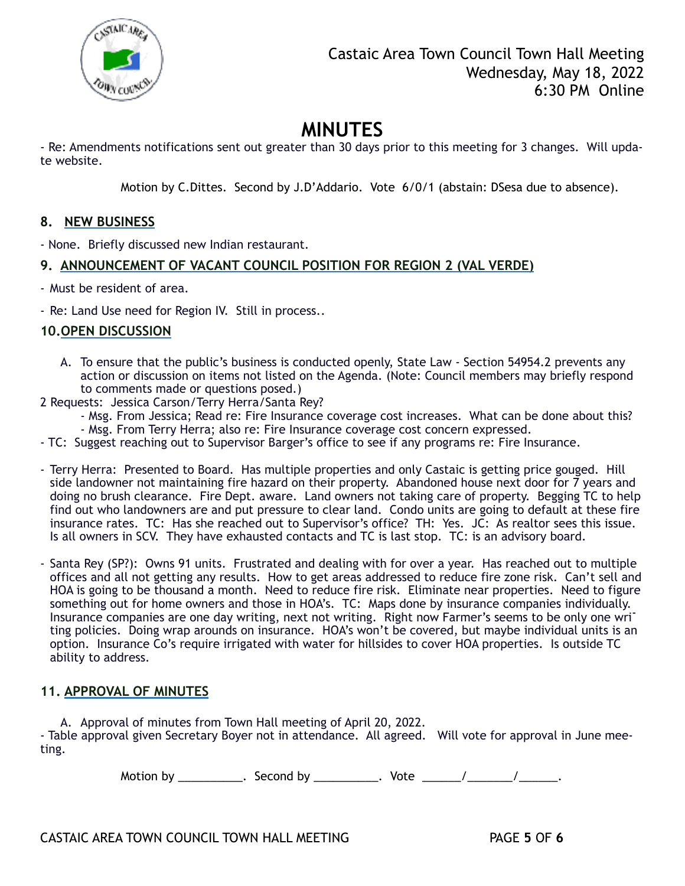Castaic Area Town Council Town Hall Meeting
Wednesday, May 18, 2022
6:30 PM Online

# MINUTES

- Re: Amendments notifications sent out greater than 30 days prior to this meeting for 3 changes. Will update website.

Motion by C.Dittes. Second by J.D'Addario. Vote 6/0/1 (abstain: DSesa due to absence).

## 8. NEW BUSINESS

- None. Briefly discussed new Indian restaurant.

## 9. ANNOUNCEMENT OF VACANT COUNCIL POSITION FOR REGION 2 (VAL VERDE)

- Must be resident of area.
- Re: Land Use need for Region IV. Still in process..

## 10. OPEN DISCUSSION

A. To ensure that the public's business is conducted openly, State Law - Section 54954.2 prevents any action or discussion on items not listed on the Agenda. (Note: Council members may briefly respond to comments made or questions posed.)

2 Requests: Jessica Carson/Terry Herra/Santa Rey?
- Msg. From Jessica; Read re: Fire Insurance coverage cost increases. What can be done about this?
- Msg. From Terry Herra; also re: Fire Insurance coverage cost concern expressed.

- TC: Suggest reaching out to Supervisor Barger's office to see if any programs re: Fire Insurance.

- Terry Herra: Presented to Board. Has multiple properties and only Castaic is getting price gouged. Hill side landowner not maintaining fire hazard on their property. Abandoned house next door for 7 years and doing no brush clearance. Fire Dept. aware. Land owners not taking care of property. Begging TC to help find out who landowners are and put pressure to clear land. Condo units are going to default at these fire insurance rates. TC: Has she reached out to Supervisor's office? TH: Yes. JC: As realtor sees this issue. Is all owners in SCV. They have exhausted contacts and TC is last stop. TC: is an advisory board.

- Santa Rey (SP?): Owns 91 units. Frustrated and dealing with for over a year. Has reached out to multiple offices and all not getting any results. How to get areas addressed to reduce fire zone risk. Can't sell and HOA is going to be thousand a month. Need to reduce fire risk. Eliminate near properties. Need to figure something out for home owners and those in HOA's. TC: Maps done by insurance companies individually. Insurance companies are one day writing, next not writing. Right now Farmer's seems to be only one writing policies. Doing wrap arounds on insurance. HOA's won't be covered, but maybe individual units is an option. Insurance Co's require irrigated with water for hillsides to cover HOA properties. Is outside TC ability to address.

## 11. APPROVAL OF MINUTES

A. Approval of minutes from Town Hall meeting of April 20, 2022.

- Table approval given Secretary Boyer not in attendance. All agreed. Will vote for approval in June meeting.

Motion by __________. Second by __________. Vote ______/_______/______.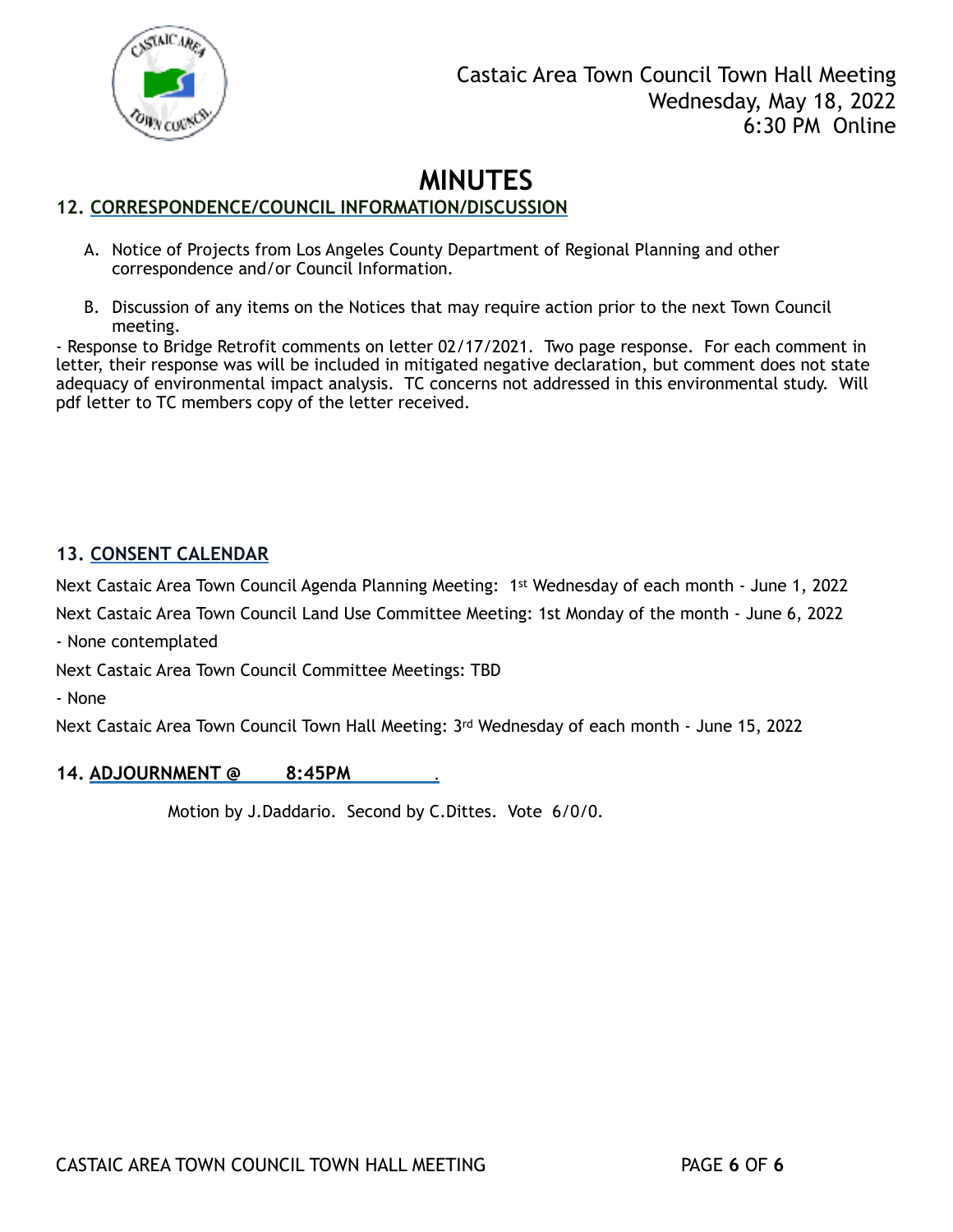Castaic Area Town Council Town Hall Meeting
Wednesday, May 18, 2022
6:30 PM Online

# MINUTES

## 12. CORRESPONDENCE/COUNCIL INFORMATION/DISCUSSION

A. Notice of Projects from Los Angeles County Department of Regional Planning and other correspondence and/or Council Information.

B. Discussion of any items on the Notices that may require action prior to the next Town Council meeting.

- Response to Bridge Retrofit comments on letter 02/17/2021. Two page response. For each comment in letter, their response was will be included in mitigated negative declaration, but comment does not state adequacy of environmental impact analysis. TC concerns not addressed in this environmental study. Will pdf letter to TC members copy of the letter received.

## 13. CONSENT CALENDAR

Next Castaic Area Town Council Agenda Planning Meeting: 1st Wednesday of each month - June 1, 2022

Next Castaic Area Town Council Land Use Committee Meeting: 1st Monday of the month - June 6, 2022

- None contemplated

Next Castaic Area Town Council Committee Meetings: TBD

- None

Next Castaic Area Town Council Town Hall Meeting: 3rd Wednesday of each month - June 15, 2022

## 14. ADJOURNMENT @ 8:45PM

Motion by J.Daddario. Second by C.Dittes. Vote 6/0/0.